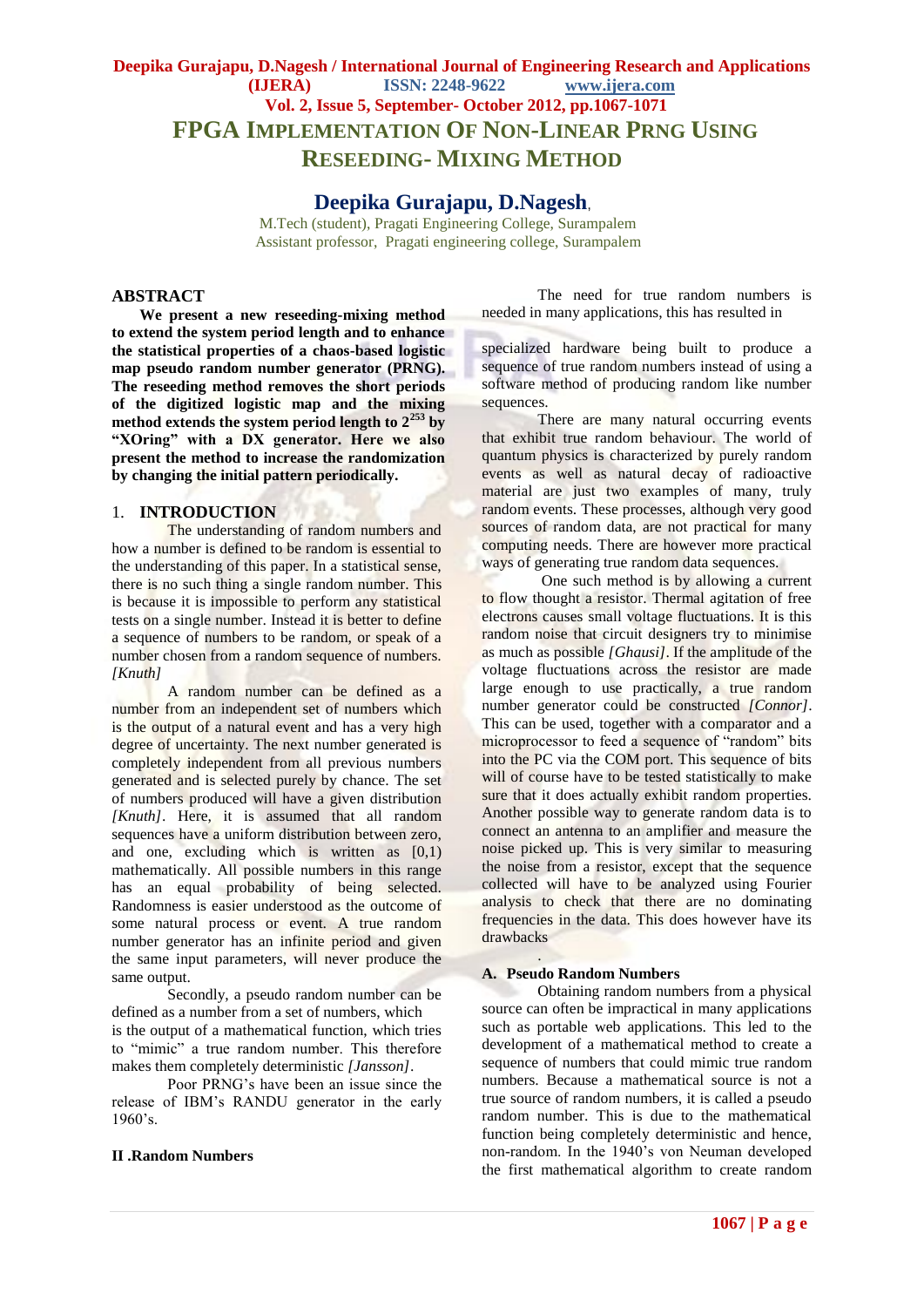# FPGA Implementation Of Non-Linear PRNG Using Reseeding- Mixing Method

## Deepika Gurajapu, D.Nagesh,

M.Tech (student), Pragati Engineering College, Surampalem
Assistant professor, Pragati engineering college, Surampalem

## ABSTRACT

**We present a new reseeding-mixing method to extend the system period length and to enhance the statistical properties of a chaos-based logistic map pseudo random number generator (PRNG). The reseeding method removes the short periods of the digitized logistic map and the mixing method extends the system period length to $2^{253}$ by "XOring" with a DX generator. Here we also present the method to increase the randomization by changing the initial pattern periodically.**

## 1. INTRODUCTION

The understanding of random numbers and how a number is defined to be random is essential to the understanding of this paper. In a statistical sense, there is no such thing a single random number. This is because it is impossible to perform any statistical tests on a single number. Instead it is better to define a sequence of numbers to be random, or speak of a number chosen from a random sequence of numbers. *[Knuth]*

A random number can be defined as a number from an independent set of numbers which is the output of a natural event and has a very high degree of uncertainty. The next number generated is completely independent from all previous numbers generated and is selected purely by chance. The set of numbers produced will have a given distribution *[Knuth]*. Here, it is assumed that all random sequences have a uniform distribution between zero, and one, excluding which is written as [0,1) mathematically. All possible numbers in this range has an equal probability of being selected. Randomness is easier understood as the outcome of some natural process or event. A true random number generator has an infinite period and given the same input parameters, will never produce the same output.

Secondly, a pseudo random number can be defined as a number from a set of numbers, which is the output of a mathematical function, which tries to "mimic" a true random number. This therefore makes them completely deterministic *[Jansson]*.

Poor PRNG's have been an issue since the release of IBM's RANDU generator in the early 1960's.

## II .Random Numbers

The need for true random numbers is needed in many applications, this has resulted in specialized hardware being built to produce a sequence of true random numbers instead of using a software method of producing random like number sequences.

There are many natural occurring events that exhibit true random behaviour. The world of quantum physics is characterized by purely random events as well as natural decay of radioactive material are just two examples of many, truly random events. These processes, although very good sources of random data, are not practical for many computing needs. There are however more practical ways of generating true random data sequences.

One such method is by allowing a current to flow thought a resistor. Thermal agitation of free electrons causes small voltage fluctuations. It is this random noise that circuit designers try to minimise as much as possible *[Ghausi]*. If the amplitude of the voltage fluctuations across the resistor are made large enough to use practically, a true random number generator could be constructed *[Connor]*. This can be used, together with a comparator and a microprocessor to feed a sequence of "random" bits into the PC via the COM port. This sequence of bits will of course have to be tested statistically to make sure that it does actually exhibit random properties. Another possible way to generate random data is to connect an antenna to an amplifier and measure the noise picked up. This is very similar to measuring the noise from a resistor, except that the sequence collected will have to be analyzed using Fourier analysis to check that there are no dominating frequencies in the data. This does however have its drawbacks

.

### A. Pseudo Random Numbers

Obtaining random numbers from a physical source can often be impractical in many applications such as portable web applications. This led to the development of a mathematical method to create a sequence of numbers that could mimic true random numbers. Because a mathematical source is not a true source of random numbers, it is called a pseudo random number. This is due to the mathematical function being completely deterministic and hence, non-random. In the 1940's von Neuman developed the first mathematical algorithm to create random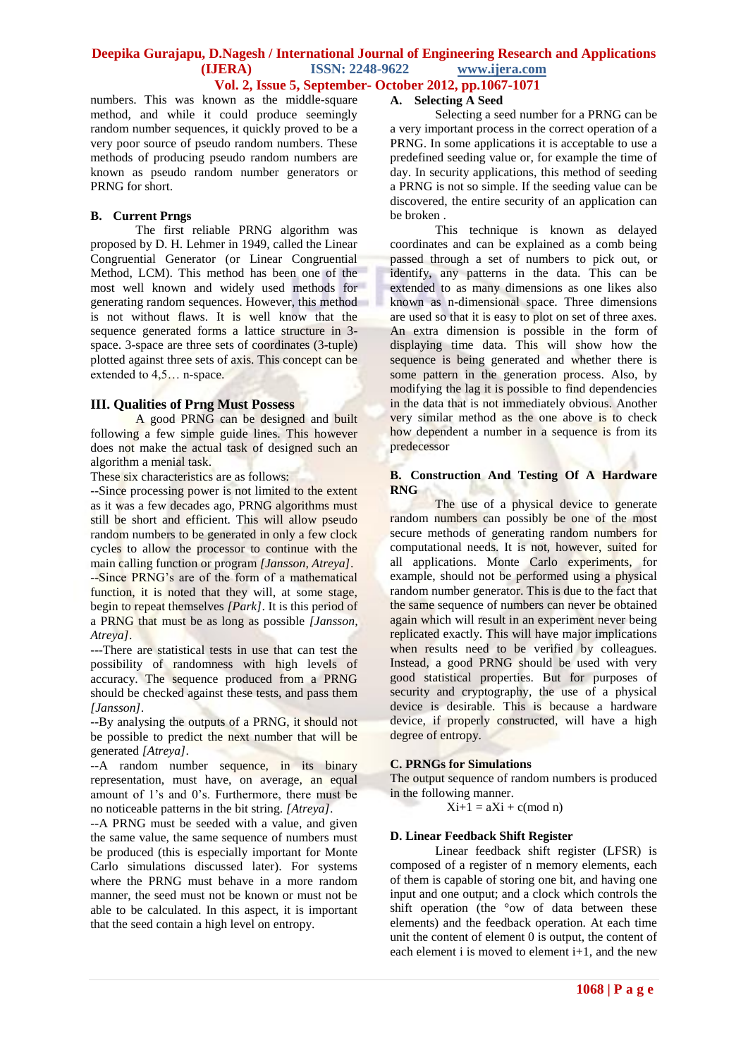numbers. This was known as the middle-square method, and while it could produce seemingly random number sequences, it quickly proved to be a very poor source of pseudo random numbers. These methods of producing pseudo random numbers are known as pseudo random number generators or PRNG for short.

### B. Current Prngs

The first reliable PRNG algorithm was proposed by D. H. Lehmer in 1949, called the Linear Congruential Generator (or Linear Congruential Method, LCM). This method has been one of the most well known and widely used methods for generating random sequences. However, this method is not without flaws. It is well know that the sequence generated forms a lattice structure in 3-space. 3-space are three sets of coordinates (3-tuple) plotted against three sets of axis. This concept can be extended to 4,5… n-space.

## III. Qualities of Prng Must Possess

A good PRNG can be designed and built following a few simple guide lines. This however does not make the actual task of designed such an algorithm a menial task.

These six characteristics are as follows:

--Since processing power is not limited to the extent as it was a few decades ago, PRNG algorithms must still be short and efficient. This will allow pseudo random numbers to be generated in only a few clock cycles to allow the processor to continue with the main calling function or program *[Jansson, Atreya]*.

--Since PRNG's are of the form of a mathematical function, it is noted that they will, at some stage, begin to repeat themselves *[Park]*. It is this period of a PRNG that must be as long as possible *[Jansson, Atreya]*.

---There are statistical tests in use that can test the possibility of randomness with high levels of accuracy. The sequence produced from a PRNG should be checked against these tests, and pass them *[Jansson]*.

--By analysing the outputs of a PRNG, it should not be possible to predict the next number that will be generated *[Atreya]*.

--A random number sequence, in its binary representation, must have, on average, an equal amount of 1's and 0's. Furthermore, there must be no noticeable patterns in the bit string. *[Atreya]*.

--A PRNG must be seeded with a value, and given the same value, the same sequence of numbers must be produced (this is especially important for Monte Carlo simulations discussed later). For systems where the PRNG must behave in a more random manner, the seed must not be known or must not be able to be calculated. In this aspect, it is important that the seed contain a high level on entropy.

### A. Selecting A Seed

Selecting a seed number for a PRNG can be a very important process in the correct operation of a PRNG. In some applications it is acceptable to use a predefined seeding value or, for example the time of day. In security applications, this method of seeding a PRNG is not so simple. If the seeding value can be discovered, the entire security of an application can be broken .

This technique is known as delayed coordinates and can be explained as a comb being passed through a set of numbers to pick out, or identify, any patterns in the data. This can be extended to as many dimensions as one likes also known as n-dimensional space. Three dimensions are used so that it is easy to plot on set of three axes. An extra dimension is possible in the form of displaying time data. This will show how the sequence is being generated and whether there is some pattern in the generation process. Also, by modifying the lag it is possible to find dependencies in the data that is not immediately obvious. Another very similar method as the one above is to check how dependent a number in a sequence is from its predecessor

### B. Construction And Testing Of A Hardware RNG

The use of a physical device to generate random numbers can possibly be one of the most secure methods of generating random numbers for computational needs. It is not, however, suited for all applications. Monte Carlo experiments, for example, should not be performed using a physical random number generator. This is due to the fact that the same sequence of numbers can never be obtained again which will result in an experiment never being replicated exactly. This will have major implications when results need to be verified by colleagues. Instead, a good PRNG should be used with very good statistical properties. But for purposes of security and cryptography, the use of a physical device is desirable. This is because a hardware device, if properly constructed, will have a high degree of entropy.

### C. PRNGs for Simulations

The output sequence of random numbers is produced in the following manner.

$$X_{i+1} = aX_i + c(\text{mod } n)$$

### D. Linear Feedback Shift Register

Linear feedback shift register (LFSR) is composed of a register of n memory elements, each of them is capable of storing one bit, and having one input and one output; and a clock which controls the shift operation (the °ow of data between these elements) and the feedback operation. At each time unit the content of element 0 is output, the content of each element i is moved to element i+1, and the new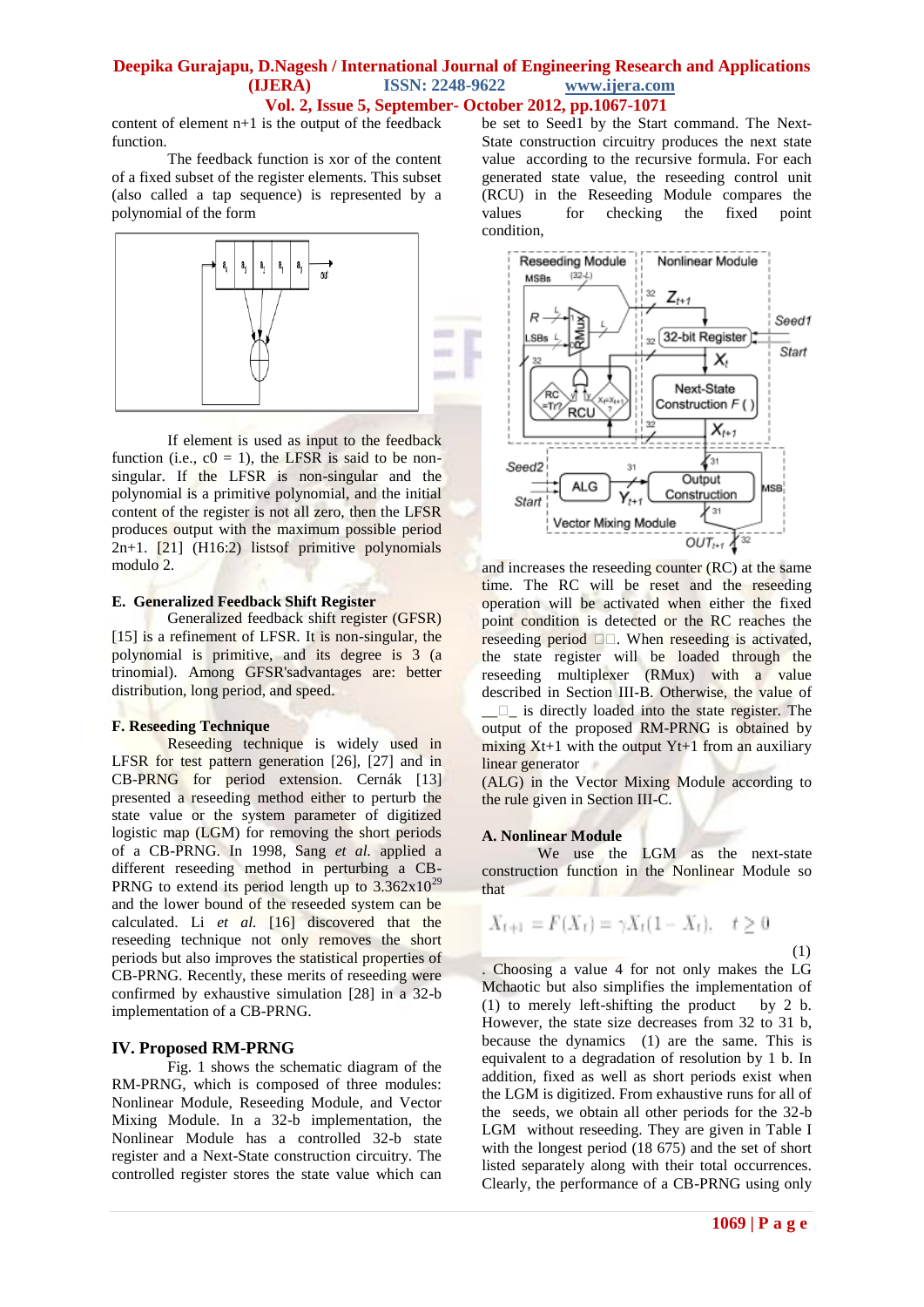content of element n+1 is the output of the feedback function.

The feedback function is xor of the content of a fixed subset of the register elements. This subset (also called a tap sequence) is represented by a polynomial of the form

If element is used as input to the feedback function (i.e., c0 = 1), the LFSR is said to be non-singular. If the LFSR is non-singular and the polynomial is a primitive polynomial, and the initial content of the register is not all zero, then the LFSR produces output with the maximum possible period 2n+1. [21] (H16:2) listsof primitive polynomials modulo 2.

### E. Generalized Feedback Shift Register

Generalized feedback shift register (GFSR) [15] is a refinement of LFSR. It is non-singular, the polynomial is primitive, and its degree is 3 (a trinomial). Among GFSR'sadvantages are: better distribution, long period, and speed.

### F. Reseeding Technique

Reseeding technique is widely used in LFSR for test pattern generation [26], [27] and in CB-PRNG for period extension. Cernák [13] presented a reseeding method either to perturb the state value or the system parameter of digitized logistic map (LGM) for removing the short periods of a CB-PRNG. In 1998, Sang *et al.* applied a different reseeding method in perturbing a CB-PRNG to extend its period length up to $3.362x10^{29}$ and the lower bound of the reseeded system can be calculated. Li *et al.* [16] discovered that the reseeding technique not only removes the short periods but also improves the statistical properties of CB-PRNG. Recently, these merits of reseeding were confirmed by exhaustive simulation [28] in a 32-b implementation of a CB-PRNG.

## IV. Proposed RM-PRNG

Fig. 1 shows the schematic diagram of the RM-PRNG, which is composed of three modules: Nonlinear Module, Reseeding Module, and Vector Mixing Module. In a 32-b implementation, the Nonlinear Module has a controlled 32-b state register and a Next-State construction circuitry. The controlled register stores the state value which can be set to Seed1 by the Start command. The Next-State construction circuitry produces the next state value according to the recursive formula. For each generated state value, the reseeding control unit (RCU) in the Reseeding Module compares the values for checking the fixed point condition,

and increases the reseeding counter (RC) at the same time. The RC will be reset and the reseeding operation will be activated when either the fixed point condition is detected or the RC reaches the reseeding period . When reseeding is activated, the state register will be loaded through the reseeding multiplexer (RMux) with a value described in Section III-B. Otherwise, the value of is directly loaded into the state register. The output of the proposed RM-PRNG is obtained by mixing Xt+1 with the output Yt+1 from an auxiliary linear generator

(ALG) in the Vector Mixing Module according to the rule given in Section III-C.

### A. Nonlinear Module

We use the LGM as the next-state construction function in the Nonlinear Module so that

$$X_{t+1} = F(X_t) = \gamma X_t(1 - X_t), \quad t \geq 0 \tag{1}$$

. Choosing a value 4 for not only makes the LG Mchaotic but also simplifies the implementation of (1) to merely left-shifting the product by 2 b. However, the state size decreases from 32 to 31 b, because the dynamics (1) are the same. This is equivalent to a degradation of resolution by 1 b. In addition, fixed as well as short periods exist when the LGM is digitized. From exhaustive runs for all of the seeds, we obtain all other periods for the 32-b LGM without reseeding. They are given in Table I with the longest period (18 675) and the set of short listed separately along with their total occurrences. Clearly, the performance of a CB-PRNG using only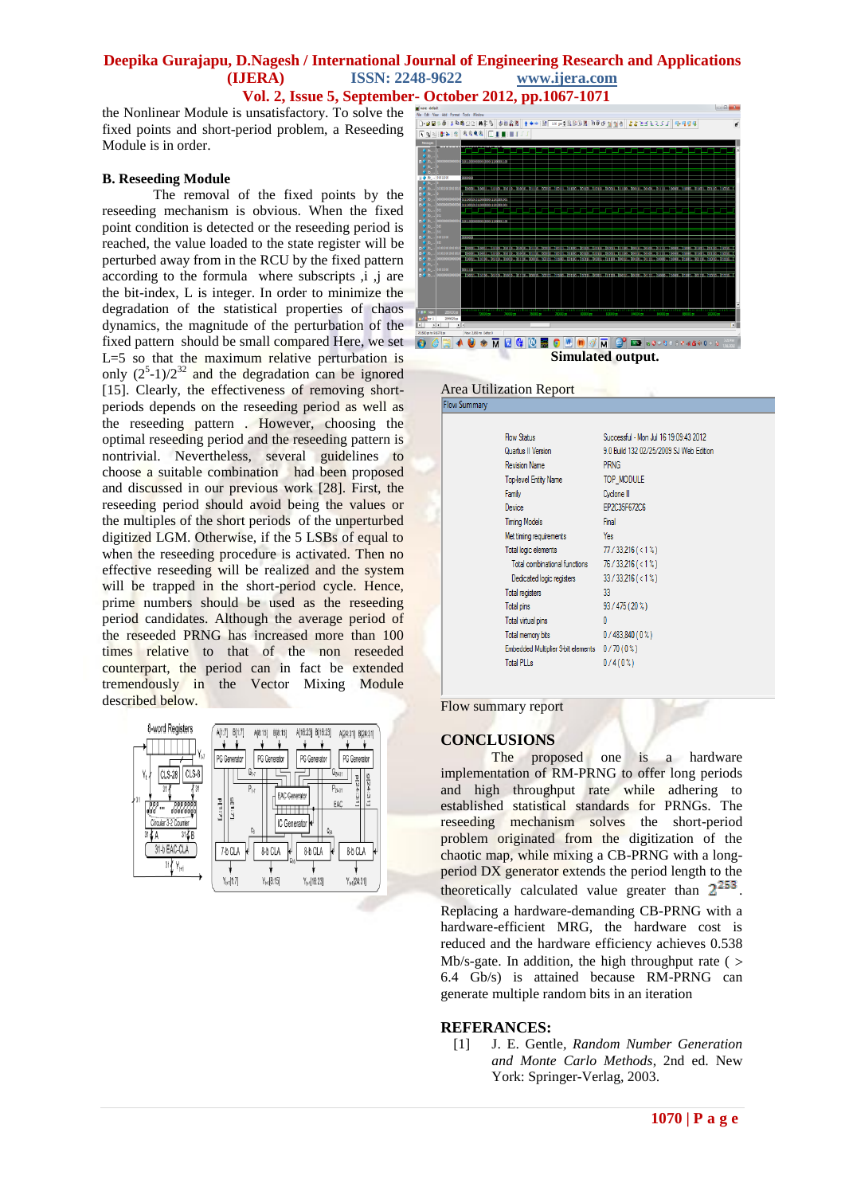the Nonlinear Module is unsatisfactory. To solve the fixed points and short-period problem, a Reseeding Module is in order.

### B. Reseeding Module

The removal of the fixed points by the reseeding mechanism is obvious. When the fixed point condition is detected or the reseeding period is reached, the value loaded to the state register will be perturbed away from in the RCU by the fixed pattern according to the formula where subscripts ,i ,j are the bit-index, L is integer. In order to minimize the degradation of the statistical properties of chaos dynamics, the magnitude of the perturbation of the fixed pattern should be small compared Here, we set L=5 so that the maximum relative perturbation is only $(2^5-1)/2^{32}$ and the degradation can be ignored [15]. Clearly, the effectiveness of removing short-periods depends on the reseeding period as well as the reseeding pattern . However, choosing the optimal reseeding period and the reseeding pattern is nontrivial. Nevertheless, several guidelines to choose a suitable combination had been proposed and discussed in our previous work [28]. First, the reseeding period should avoid being the values or the multiples of the short periods of the unperturbed digitized LGM. Otherwise, if the 5 LSBs of equal to when the reseeding procedure is activated. Then no effective reseeding will be realized and the system will be trapped in the short-period cycle. Hence, prime numbers should be used as the reseeding period candidates. Although the average period of the reseeded PRNG has increased more than 100 times relative to that of the non reseeded counterpart, the period can in fact be extended tremendously in the Vector Mixing Module described below.

Simulated output.

Area Utilization Report

| Flow Summary | |
|---|---|
| Flow Status | Successful - Mon Jul 16 19:09:43 2012 |
| Quartus II Version | 9.0 Build 132 02/25/2009 SJ Web Edition |
| Revision Name | PRNG |
| Top-level Entity Name | TOP_MODULE |
| Family | Cyclone II |
| Device | EP2C35F672C6 |
| Timing Models | Final |
| Met timing requirements | Yes |
| Total logic elements | 77 / 33,216 ( < 1 % ) |
| Total combinational functions | 76 / 33,216 ( < 1 % ) |
| Dedicated logic registers | 33 / 33,216 ( < 1 % ) |
| Total registers | 33 |
| Total pins | 93 / 475 ( 20 % ) |
| Total virtual pins | 0 |
| Total memory bits | 0 / 483,840 ( 0 % ) |
| Embedded Multiplier 9-bit elements | 0 / 70 ( 0 % ) |
| Total PLLs | 0 / 4 ( 0 % ) |

Flow summary report

## CONCLUSIONS

The proposed one is a hardware implementation of RM-PRNG to offer long periods and high throughput rate while adhering to established statistical standards for PRNGs. The reseeding mechanism solves the short-period problem originated from the digitization of the chaotic map, while mixing a CB-PRNG with a long-period DX generator extends the period length to the theoretically calculated value greater than $2^{253}$. Replacing a hardware-demanding CB-PRNG with a hardware-efficient MRG, the hardware cost is reduced and the hardware efficiency achieves 0.538 Mb/s-gate. In addition, the high throughput rate ( > 6.4 Gb/s) is attained because RM-PRNG can generate multiple random bits in an iteration

## REFERANCES:

[1] J. E. Gentle, *Random Number Generation and Monte Carlo Methods*, 2nd ed. New York: Springer-Verlag, 2003.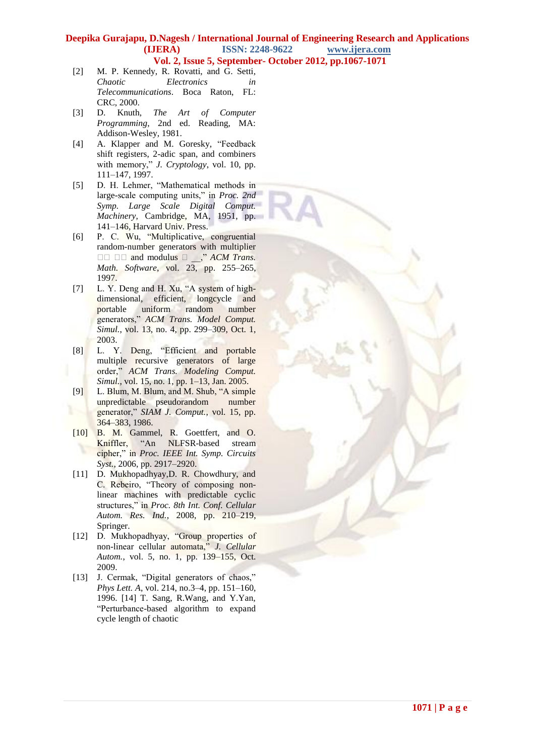[2] M. P. Kennedy, R. Rovatti, and G. Setti, *Chaotic Electronics in Telecommunications*. Boca Raton, FL: CRC, 2000.

[3] D. Knuth, *The Art of Computer Programming*, 2nd ed. Reading, MA: Addison-Wesley, 1981.

[4] A. Klapper and M. Goresky, "Feedback shift registers, 2-adic span, and combiners with memory," *J. Cryptology*, vol. 10, pp. 111–147, 1997.

[5] D. H. Lehmer, "Mathematical methods in large-scale computing units," in *Proc. 2nd Symp. Large Scale Digital Comput. Machinery*, Cambridge, MA, 1951, pp. 141–146, Harvard Univ. Press.

[6] P. C. Wu, "Multiplicative, congruential random-number generators with multiplier □□ □□ and modulus □ __," *ACM Trans. Math. Software*, vol. 23, pp. 255–265, 1997.

[7] L. Y. Deng and H. Xu, "A system of high-dimensional, efficient, longcycle and portable uniform random number generators," *ACM Trans. Model Comput. Simul.*, vol. 13, no. 4, pp. 299–309, Oct. 1, 2003.

[8] L. Y. Deng, "Efficient and portable multiple recursive generators of large order," *ACM Trans. Modeling Comput. Simul.*, vol. 15, no. 1, pp. 1–13, Jan. 2005.

[9] L. Blum, M. Blum, and M. Shub, "A simple unpredictable pseudorandom number generator," *SIAM J. Comput.*, vol. 15, pp. 364–383, 1986.

[10] B. M. Gammel, R. Goettfert, and O. Kniffler, "An NLFSR-based stream cipher," in *Proc. IEEE Int. Symp. Circuits Syst.*, 2006, pp. 2917–2920.

[11] D. Mukhopadhyay,D. R. Chowdhury, and C. Rebeiro, "Theory of composing non-linear machines with predictable cyclic structures," in *Proc. 8th Int. Conf. Cellular Autom. Res. Ind.*, 2008, pp. 210–219, Springer.

[12] D. Mukhopadhyay, "Group properties of non-linear cellular automata," *J. Cellular Autom.*, vol. 5, no. 1, pp. 139–155, Oct. 2009.

[13] J. Cermak, "Digital generators of chaos," *Phys Lett. A*, vol. 214, no.3–4, pp. 151–160, 1996. [14] T. Sang, R.Wang, and Y.Yan, "Perturbance-based algorithm to expand cycle length of chaotic